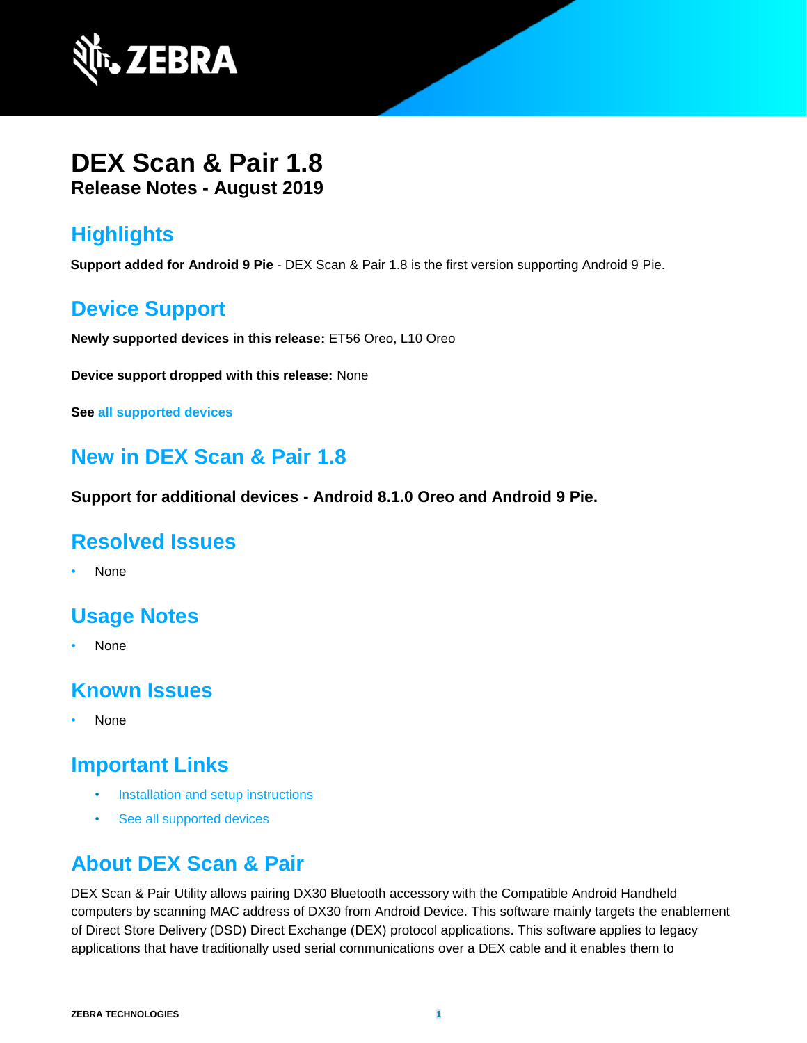# DEX Scan & Pair 1.8

**Release Notes - August 2019**

## Highlights

**Support added for Android 9 Pie** - DEX Scan & Pair 1.8 is the first version supporting Android 9 Pie.

## Device Support

**Newly supported devices in this release:** ET56 Oreo, L10 Oreo

**Device support dropped with this release:** None

**See** all supported devices

## New in DEX Scan & Pair 1.8

**Support for additional devices - Android 8.1.0 Oreo and Android 9 Pie.**

## Resolved Issues

- None

## Usage Notes

- None

## Known Issues

- None

## Important Links

- Installation and setup instructions
- See all supported devices

## About DEX Scan & Pair

DEX Scan & Pair Utility allows pairing DX30 Bluetooth accessory with the Compatible Android Handheld computers by scanning MAC address of DX30 from Android Device. This software mainly targets the enablement of Direct Store Delivery (DSD) Direct Exchange (DEX) protocol applications. This software applies to legacy applications that have traditionally used serial communications over a DEX cable and it enables them to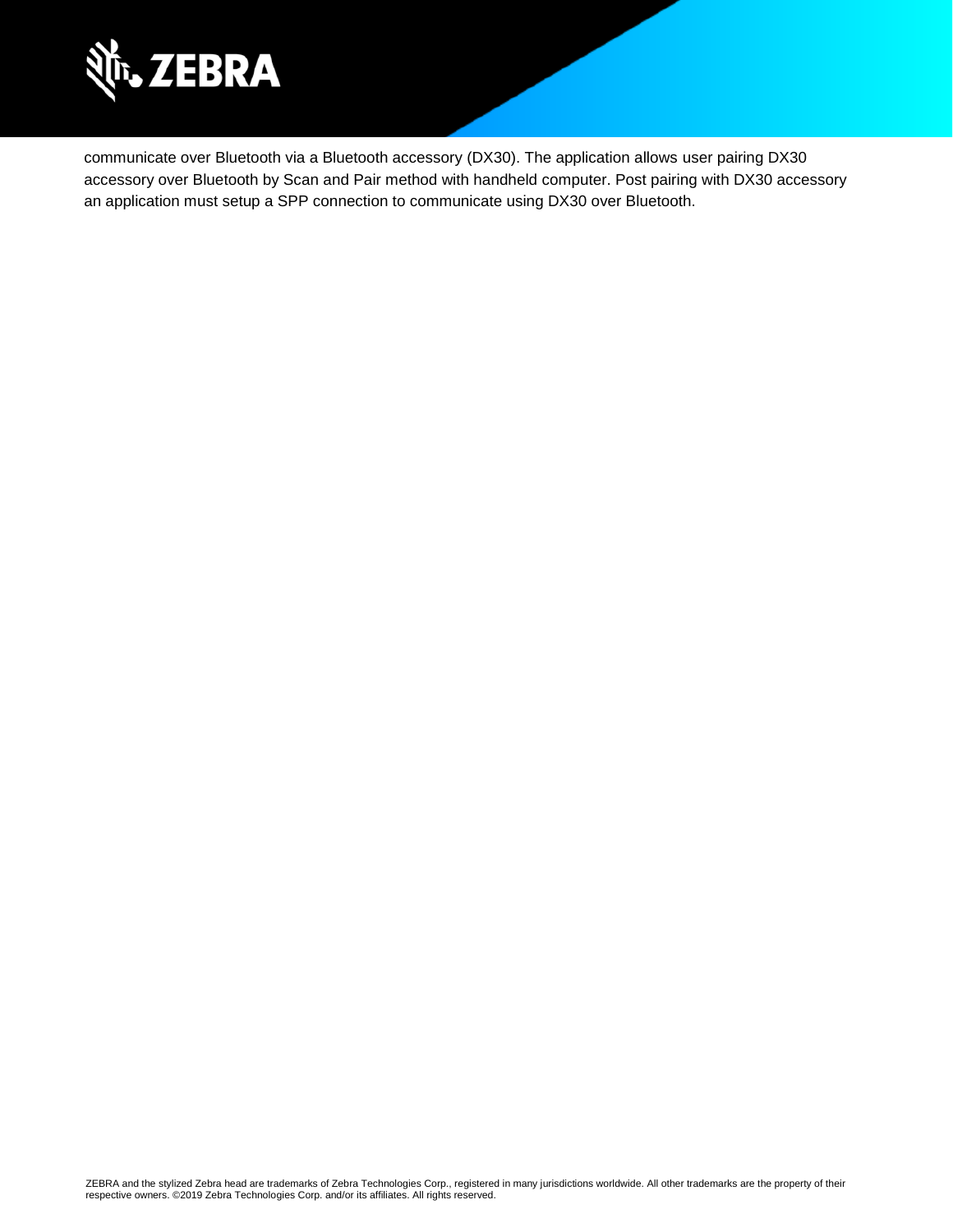communicate over Bluetooth via a Bluetooth accessory (DX30). The application allows user pairing DX30 accessory over Bluetooth by Scan and Pair method with handheld computer. Post pairing with DX30 accessory an application must setup a SPP connection to communicate using DX30 over Bluetooth.